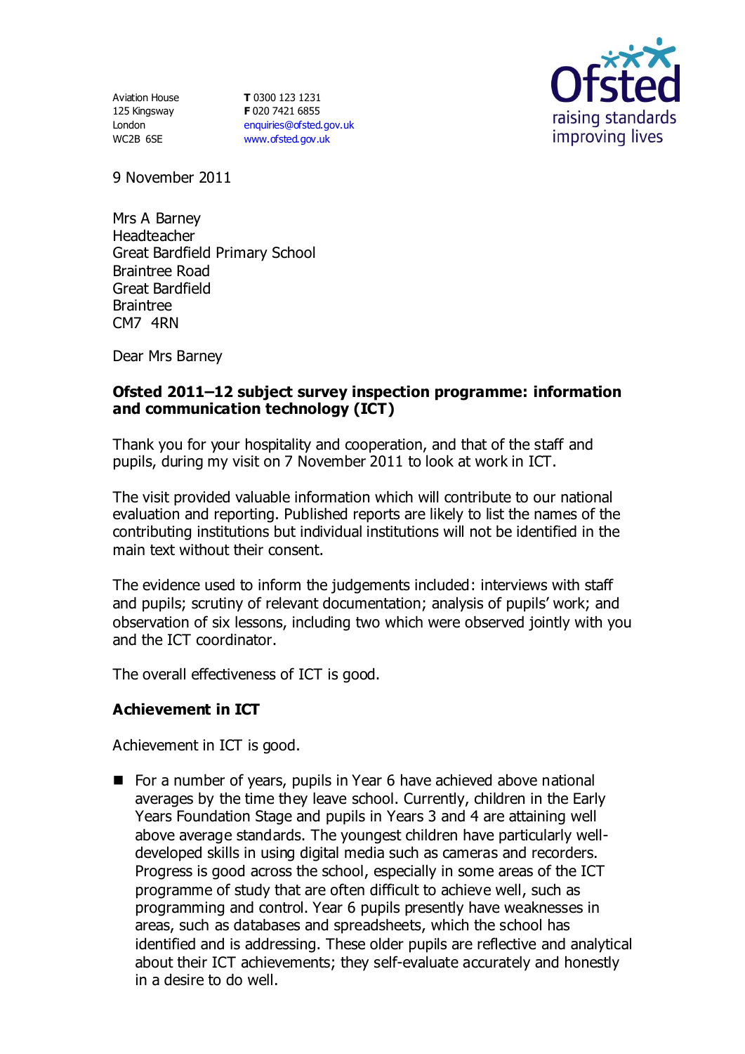Aviation House
125 Kingsway
London
WC2B 6SE

**T** 0300 123 1231
**F** 020 7421 6855
enquiries@ofsted.gov.uk
www.ofsted.gov.uk

9 November 2011

Mrs A Barney
Headteacher
Great Bardfield Primary School
Braintree Road
Great Bardfield
Braintree
CM7 4RN

Dear Mrs Barney

**Ofsted 2011–12 subject survey inspection programme: information and communication technology (ICT)**

Thank you for your hospitality and cooperation, and that of the staff and pupils, during my visit on 7 November 2011 to look at work in ICT.

The visit provided valuable information which will contribute to our national evaluation and reporting. Published reports are likely to list the names of the contributing institutions but individual institutions will not be identified in the main text without their consent.

The evidence used to inform the judgements included: interviews with staff and pupils; scrutiny of relevant documentation; analysis of pupils' work; and observation of six lessons, including two which were observed jointly with you and the ICT coordinator.

The overall effectiveness of ICT is good.

## Achievement in ICT

Achievement in ICT is good.

- For a number of years, pupils in Year 6 have achieved above national averages by the time they leave school. Currently, children in the Early Years Foundation Stage and pupils in Years 3 and 4 are attaining well above average standards. The youngest children have particularly well-developed skills in using digital media such as cameras and recorders. Progress is good across the school, especially in some areas of the ICT programme of study that are often difficult to achieve well, such as programming and control. Year 6 pupils presently have weaknesses in areas, such as databases and spreadsheets, which the school has identified and is addressing. These older pupils are reflective and analytical about their ICT achievements; they self-evaluate accurately and honestly in a desire to do well.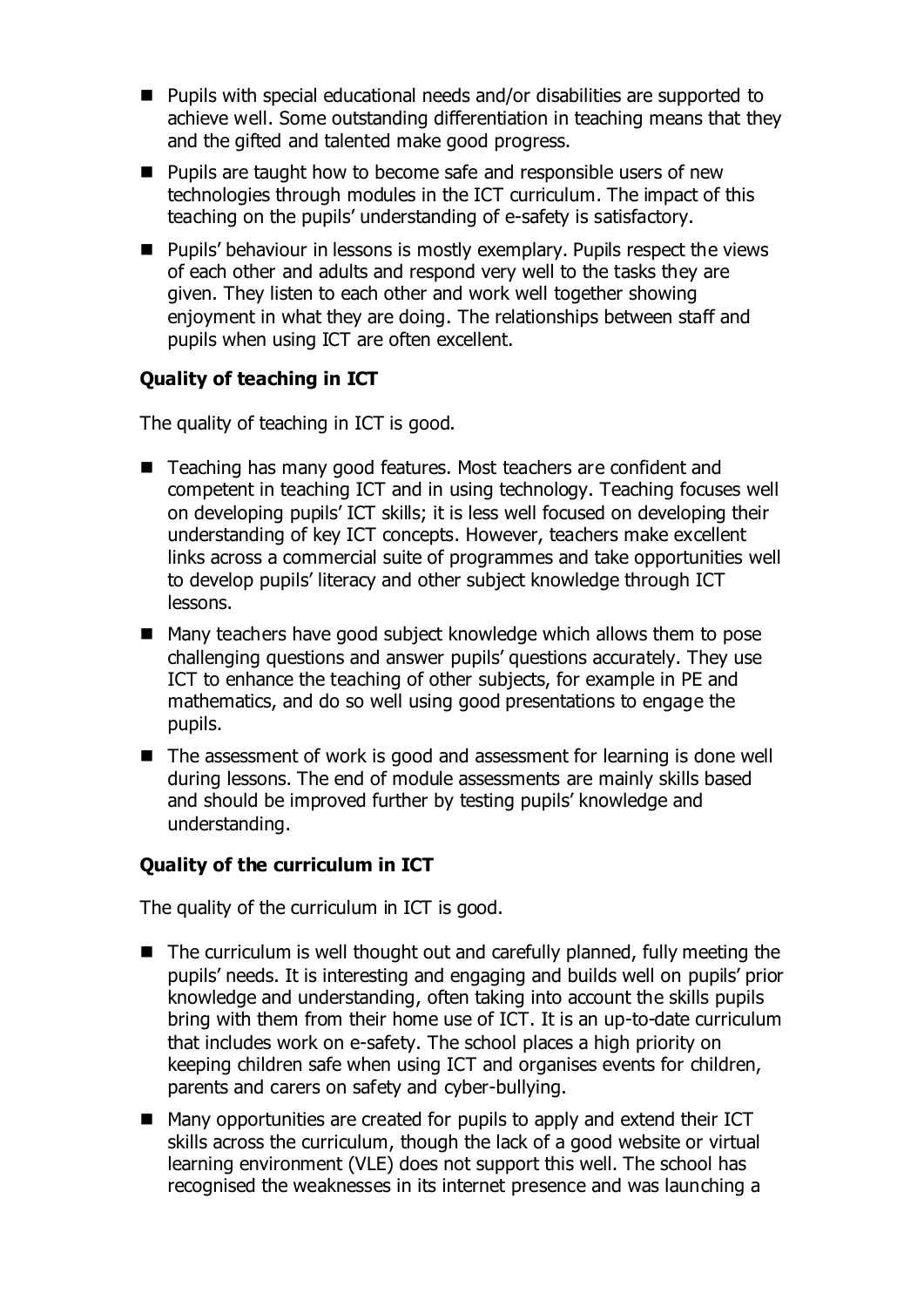- Pupils with special educational needs and/or disabilities are supported to achieve well. Some outstanding differentiation in teaching means that they and the gifted and talented make good progress.
- Pupils are taught how to become safe and responsible users of new technologies through modules in the ICT curriculum. The impact of this teaching on the pupils' understanding of e-safety is satisfactory.
- Pupils' behaviour in lessons is mostly exemplary. Pupils respect the views of each other and adults and respond very well to the tasks they are given. They listen to each other and work well together showing enjoyment in what they are doing. The relationships between staff and pupils when using ICT are often excellent.

### Quality of teaching in ICT

The quality of teaching in ICT is good.

- Teaching has many good features. Most teachers are confident and competent in teaching ICT and in using technology. Teaching focuses well on developing pupils' ICT skills; it is less well focused on developing their understanding of key ICT concepts. However, teachers make excellent links across a commercial suite of programmes and take opportunities well to develop pupils' literacy and other subject knowledge through ICT lessons.
- Many teachers have good subject knowledge which allows them to pose challenging questions and answer pupils' questions accurately. They use ICT to enhance the teaching of other subjects, for example in PE and mathematics, and do so well using good presentations to engage the pupils.
- The assessment of work is good and assessment for learning is done well during lessons. The end of module assessments are mainly skills based and should be improved further by testing pupils' knowledge and understanding.

### Quality of the curriculum in ICT

The quality of the curriculum in ICT is good.

- The curriculum is well thought out and carefully planned, fully meeting the pupils' needs. It is interesting and engaging and builds well on pupils' prior knowledge and understanding, often taking into account the skills pupils bring with them from their home use of ICT. It is an up-to-date curriculum that includes work on e-safety. The school places a high priority on keeping children safe when using ICT and organises events for children, parents and carers on safety and cyber-bullying.
- Many opportunities are created for pupils to apply and extend their ICT skills across the curriculum, though the lack of a good website or virtual learning environment (VLE) does not support this well. The school has recognised the weaknesses in its internet presence and was launching a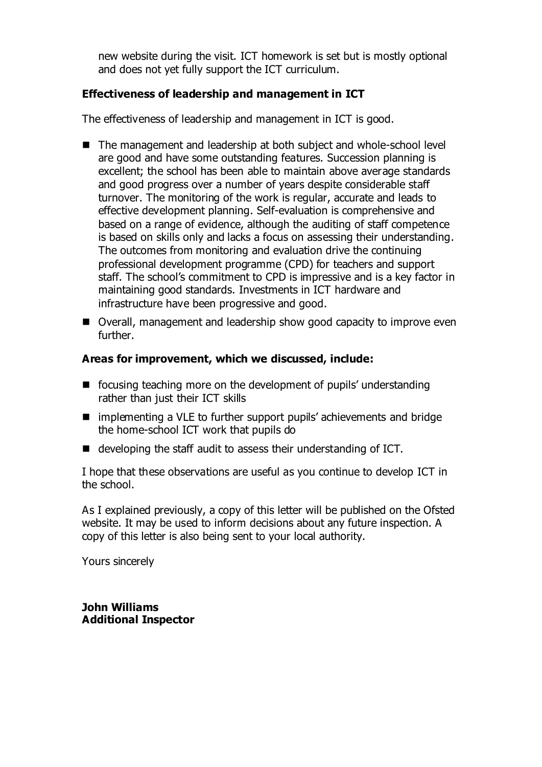new website during the visit. ICT homework is set but is mostly optional and does not yet fully support the ICT curriculum.

**Effectiveness of leadership and management in ICT**

The effectiveness of leadership and management in ICT is good.

- The management and leadership at both subject and whole-school level are good and have some outstanding features. Succession planning is excellent; the school has been able to maintain above average standards and good progress over a number of years despite considerable staff turnover. The monitoring of the work is regular, accurate and leads to effective development planning. Self-evaluation is comprehensive and based on a range of evidence, although the auditing of staff competence is based on skills only and lacks a focus on assessing their understanding. The outcomes from monitoring and evaluation drive the continuing professional development programme (CPD) for teachers and support staff. The school's commitment to CPD is impressive and is a key factor in maintaining good standards. Investments in ICT hardware and infrastructure have been progressive and good.
- Overall, management and leadership show good capacity to improve even further.

**Areas for improvement, which we discussed, include:**

- focusing teaching more on the development of pupils' understanding rather than just their ICT skills
- implementing a VLE to further support pupils' achievements and bridge the home-school ICT work that pupils do
- developing the staff audit to assess their understanding of ICT.

I hope that these observations are useful as you continue to develop ICT in the school.

As I explained previously, a copy of this letter will be published on the Ofsted website. It may be used to inform decisions about any future inspection. A copy of this letter is also being sent to your local authority.

Yours sincerely

**John Williams**
**Additional Inspector**